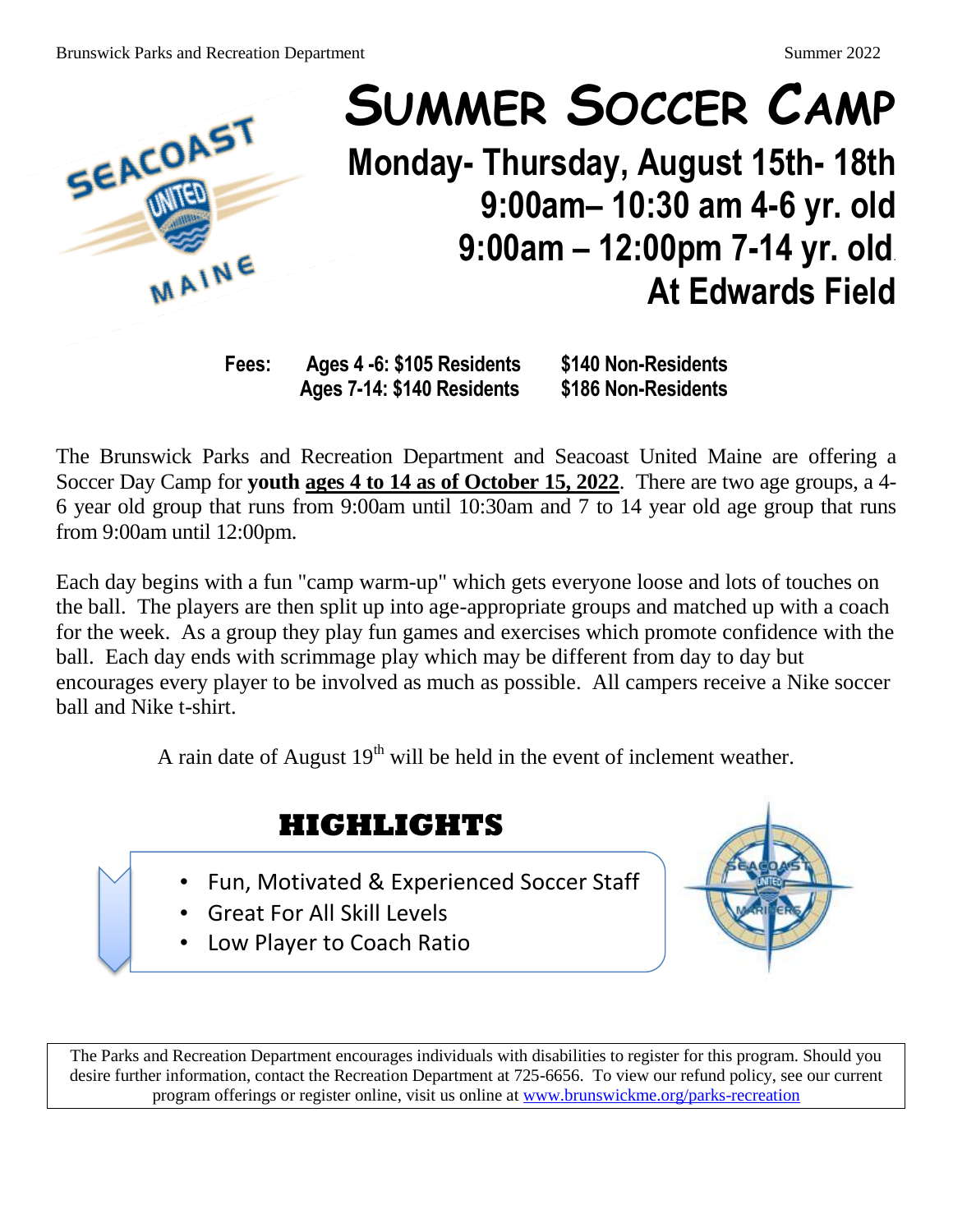Brunswick Parks and Recreation Department

Summer 2022

# SUMMER SOCCER CAMP

**Monday- Thursday, August 15th- 18th**
**9:00am– 10:30 am 4-6 yr. old**
**9:00am – 12:00pm 7-14 yr. old**
**At Edwards Field**

| Fees: | | |
|---|---|---|
| | Ages 4 -6: $105 Residents | $140 Non-Residents |
| | Ages 7-14: $140 Residents | $186 Non-Residents |

The Brunswick Parks and Recreation Department and Seacoast United Maine are offering a Soccer Day Camp for **youth <u>ages 4 to 14 as of October 15, 2022</u>**. There are two age groups, a 4-6 year old group that runs from 9:00am until 10:30am and 7 to 14 year old age group that runs from 9:00am until 12:00pm.

Each day begins with a fun "camp warm-up" which gets everyone loose and lots of touches on the ball. The players are then split up into age-appropriate groups and matched up with a coach for the week. As a group they play fun games and exercises which promote confidence with the ball. Each day ends with scrimmage play which may be different from day to day but encourages every player to be involved as much as possible. All campers receive a Nike soccer ball and Nike t-shirt.

A rain date of August 19th will be held in the event of inclement weather.

## HIGHLIGHTS

- Fun, Motivated & Experienced Soccer Staff
- Great For All Skill Levels
- Low Player to Coach Ratio

The Parks and Recreation Department encourages individuals with disabilities to register for this program. Should you desire further information, contact the Recreation Department at 725-6656. To view our refund policy, see our current program offerings or register online, visit us online at www.brunswickme.org/parks-recreation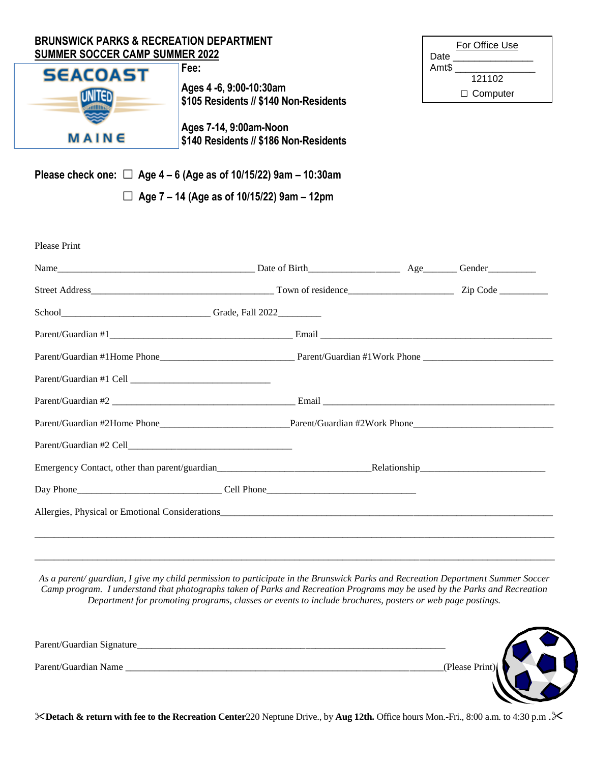**BRUNSWICK PARKS & RECREATION DEPARTMENT**
**SUMMER SOCCER CAMP SUMMER 2022**

SEACOAST UNITED MAINE

**Fee:**

**Ages 4 -6, 9:00-10:30am**
**$105 Residents // $140 Non-Residents**

**Ages 7-14, 9:00am-Noon**
**$140 Residents // $186 Non-Residents**

| For Office Use |
|---|
| Date _______________ |
| Amt$ _______________ |
| 121102 |
| ☐ Computer |

**Please check one:** ☐ **Age 4 – 6 (Age as of 10/15/22) 9am – 10:30am**

☐ **Age 7 – 14 (Age as of 10/15/22) 9am – 12pm**

Please Print

Name________________________________________ Date of Birth__________________ Age_______ Gender__________

Street Address_____________________________________ Town of residence_____________________ Zip Code __________

School______________________________ Grade, Fall 2022_________

Parent/Guardian #1_____________________________________ Email _______________________________________________

Parent/Guardian #1Home Phone___________________________ Parent/Guardian #1Work Phone __________________________

Parent/Guardian #1 Cell ____________________________

Parent/Guardian #2 _____________________________________ Email _______________________________________________

Parent/Guardian #2Home Phone__________________________Parent/Guardian #2Work Phone____________________________

Parent/Guardian #2 Cell_________________________________

Emergency Contact, other than parent/guardian_______________________________Relationship_________________________

Day Phone_____________________________ Cell Phone______________________________

Allergies, Physical or Emotional Considerations______________________________________________________________________

_____________________________________________________________________________________________________

_____________________________________________________________________________________________________

*As a parent/ guardian, I give my child permission to participate in the Brunswick Parks and Recreation Department Summer Soccer Camp program. I understand that photographs taken of Parks and Recreation Programs may be used by the Parks and Recreation Department for promoting programs, classes or events to include brochures, posters or web page postings.*

Parent/Guardian Signature______________________________________________________________

Parent/Guardian Name ________________________________________________________________(Please Print)

✂**Detach & return with fee to the Recreation Center**220 Neptune Drive., by **Aug 12th.** Office hours Mon.-Fri., 8:00 a.m. to 4:30 p.m .✂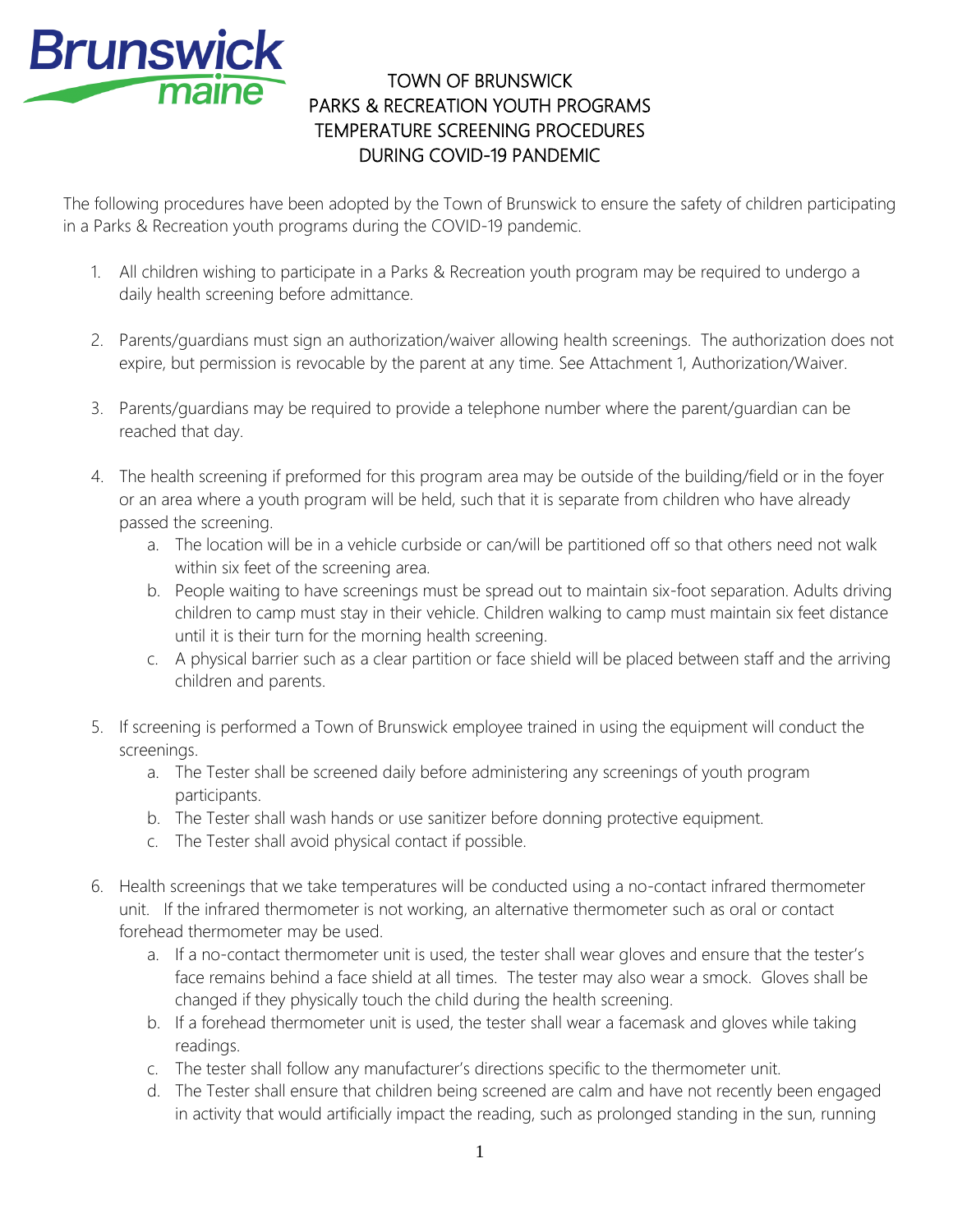# TOWN OF BRUNSWICK
# PARKS & RECREATION YOUTH PROGRAMS
# TEMPERATURE SCREENING PROCEDURES
# DURING COVID-19 PANDEMIC

The following procedures have been adopted by the Town of Brunswick to ensure the safety of children participating in a Parks & Recreation youth programs during the COVID-19 pandemic.

1. All children wishing to participate in a Parks & Recreation youth program may be required to undergo a daily health screening before admittance.

2. Parents/guardians must sign an authorization/waiver allowing health screenings. The authorization does not expire, but permission is revocable by the parent at any time. See Attachment 1, Authorization/Waiver.

3. Parents/guardians may be required to provide a telephone number where the parent/guardian can be reached that day.

4. The health screening if preformed for this program area may be outside of the building/field or in the foyer or an area where a youth program will be held, such that it is separate from children who have already passed the screening.
   a. The location will be in a vehicle curbside or can/will be partitioned off so that others need not walk within six feet of the screening area.
   b. People waiting to have screenings must be spread out to maintain six-foot separation. Adults driving children to camp must stay in their vehicle. Children walking to camp must maintain six feet distance until it is their turn for the morning health screening.
   c. A physical barrier such as a clear partition or face shield will be placed between staff and the arriving children and parents.

5. If screening is performed a Town of Brunswick employee trained in using the equipment will conduct the screenings.
   a. The Tester shall be screened daily before administering any screenings of youth program participants.
   b. The Tester shall wash hands or use sanitizer before donning protective equipment.
   c. The Tester shall avoid physical contact if possible.

6. Health screenings that we take temperatures will be conducted using a no-contact infrared thermometer unit. If the infrared thermometer is not working, an alternative thermometer such as oral or contact forehead thermometer may be used.
   a. If a no-contact thermometer unit is used, the tester shall wear gloves and ensure that the tester's face remains behind a face shield at all times. The tester may also wear a smock. Gloves shall be changed if they physically touch the child during the health screening.
   b. If a forehead thermometer unit is used, the tester shall wear a facemask and gloves while taking readings.
   c. The tester shall follow any manufacturer's directions specific to the thermometer unit.
   d. The Tester shall ensure that children being screened are calm and have not recently been engaged in activity that would artificially impact the reading, such as prolonged standing in the sun, running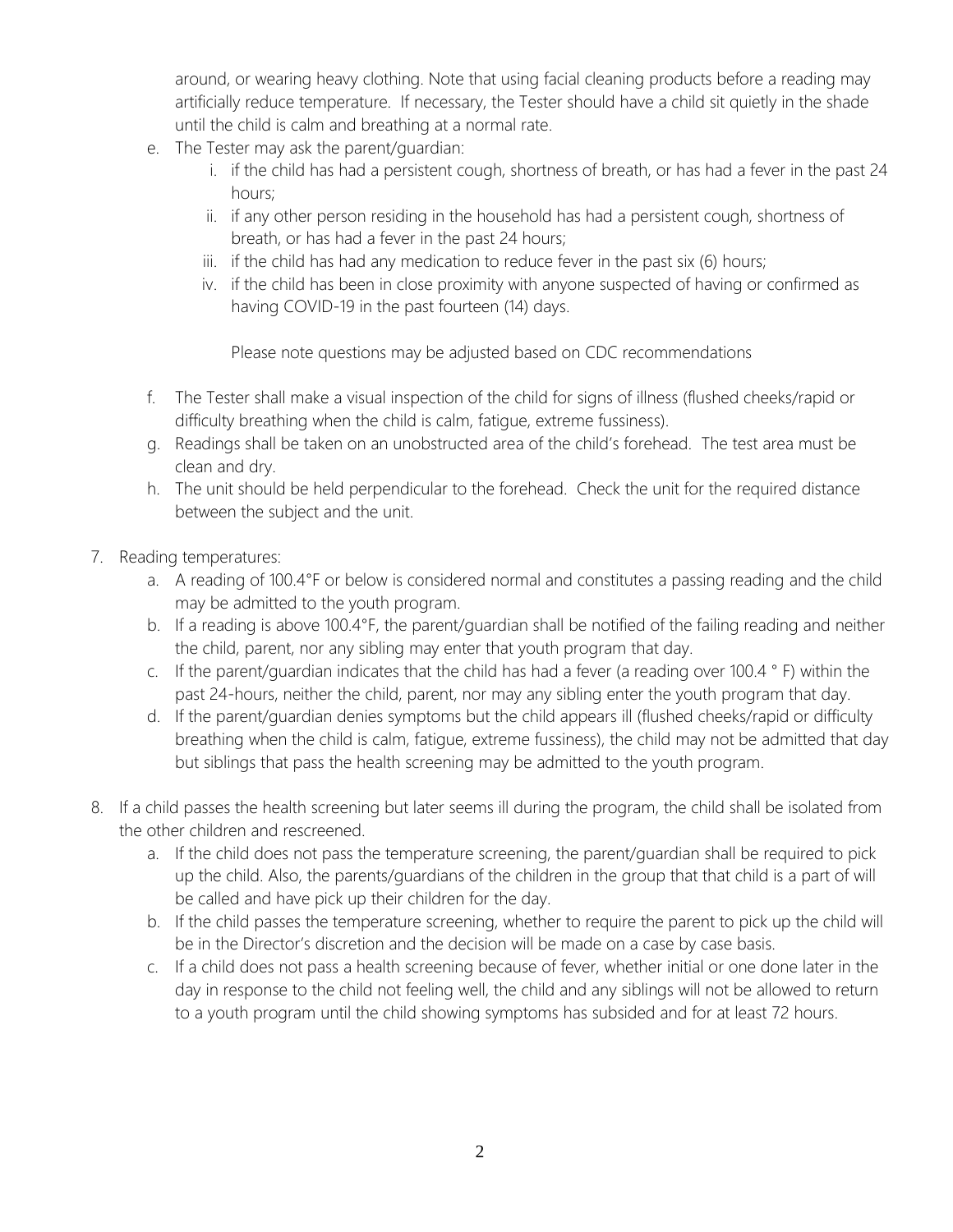around, or wearing heavy clothing. Note that using facial cleaning products before a reading may artificially reduce temperature. If necessary, the Tester should have a child sit quietly in the shade until the child is calm and breathing at a normal rate.

e. The Tester may ask the parent/guardian:
   i. if the child has had a persistent cough, shortness of breath, or has had a fever in the past 24 hours;
   ii. if any other person residing in the household has had a persistent cough, shortness of breath, or has had a fever in the past 24 hours;
   iii. if the child has had any medication to reduce fever in the past six (6) hours;
   iv. if the child has been in close proximity with anyone suspected of having or confirmed as having COVID-19 in the past fourteen (14) days.

   Please note questions may be adjusted based on CDC recommendations

f. The Tester shall make a visual inspection of the child for signs of illness (flushed cheeks/rapid or difficulty breathing when the child is calm, fatigue, extreme fussiness).
g. Readings shall be taken on an unobstructed area of the child's forehead. The test area must be clean and dry.
h. The unit should be held perpendicular to the forehead. Check the unit for the required distance between the subject and the unit.

7. Reading temperatures:
   a. A reading of 100.4°F or below is considered normal and constitutes a passing reading and the child may be admitted to the youth program.
   b. If a reading is above 100.4°F, the parent/guardian shall be notified of the failing reading and neither the child, parent, nor any sibling may enter that youth program that day.
   c. If the parent/guardian indicates that the child has had a fever (a reading over 100.4 ° F) within the past 24-hours, neither the child, parent, nor may any sibling enter the youth program that day.
   d. If the parent/guardian denies symptoms but the child appears ill (flushed cheeks/rapid or difficulty breathing when the child is calm, fatigue, extreme fussiness), the child may not be admitted that day but siblings that pass the health screening may be admitted to the youth program.

8. If a child passes the health screening but later seems ill during the program, the child shall be isolated from the other children and rescreened.
   a. If the child does not pass the temperature screening, the parent/guardian shall be required to pick up the child. Also, the parents/guardians of the children in the group that that child is a part of will be called and have pick up their children for the day.
   b. If the child passes the temperature screening, whether to require the parent to pick up the child will be in the Director's discretion and the decision will be made on a case by case basis.
   c. If a child does not pass a health screening because of fever, whether initial or one done later in the day in response to the child not feeling well, the child and any siblings will not be allowed to return to a youth program until the child showing symptoms has subsided and for at least 72 hours.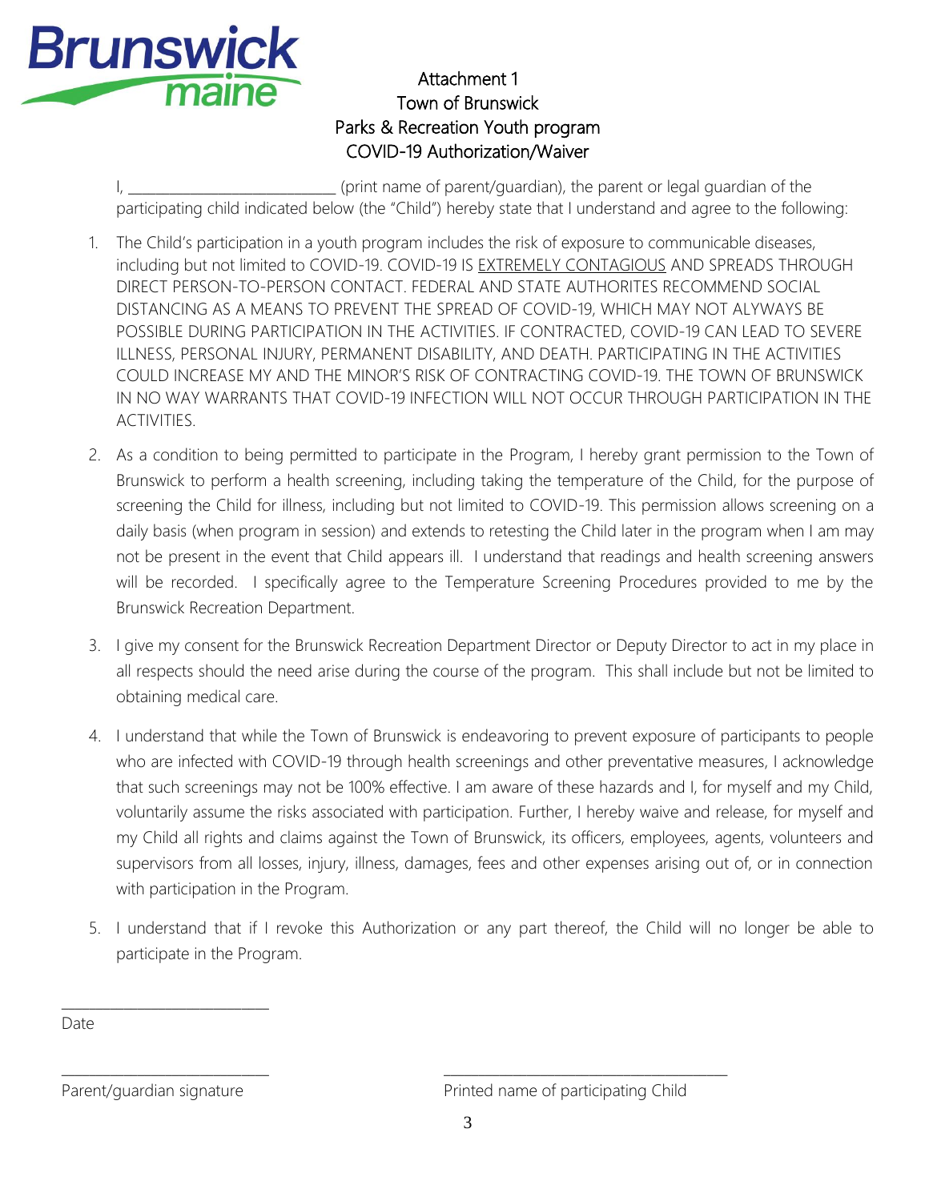Brunswick maine

# Attachment 1
# Town of Brunswick
# Parks & Recreation Youth program
# COVID-19 Authorization/Waiver

I, ___________________________ (print name of parent/guardian), the parent or legal guardian of the participating child indicated below (the "Child") hereby state that I understand and agree to the following:

1. The Child's participation in a youth program includes the risk of exposure to communicable diseases, including but not limited to COVID-19. COVID-19 IS <u>EXTREMELY CONTAGIOUS</u> AND SPREADS THROUGH DIRECT PERSON-TO-PERSON CONTACT. FEDERAL AND STATE AUTHORITES RECOMMEND SOCIAL DISTANCING AS A MEANS TO PREVENT THE SPREAD OF COVID-19, WHICH MAY NOT ALYWAYS BE POSSIBLE DURING PARTICIPATION IN THE ACTIVITIES. IF CONTRACTED, COVID-19 CAN LEAD TO SEVERE ILLNESS, PERSONAL INJURY, PERMANENT DISABILITY, AND DEATH. PARTICIPATING IN THE ACTIVITIES COULD INCREASE MY AND THE MINOR'S RISK OF CONTRACTING COVID-19. THE TOWN OF BRUNSWICK IN NO WAY WARRANTS THAT COVID-19 INFECTION WILL NOT OCCUR THROUGH PARTICIPATION IN THE ACTIVITIES.

2. As a condition to being permitted to participate in the Program, I hereby grant permission to the Town of Brunswick to perform a health screening, including taking the temperature of the Child, for the purpose of screening the Child for illness, including but not limited to COVID-19. This permission allows screening on a daily basis (when program in session) and extends to retesting the Child later in the program when I am may not be present in the event that Child appears ill. I understand that readings and health screening answers will be recorded. I specifically agree to the Temperature Screening Procedures provided to me by the Brunswick Recreation Department.

3. I give my consent for the Brunswick Recreation Department Director or Deputy Director to act in my place in all respects should the need arise during the course of the program. This shall include but not be limited to obtaining medical care.

4. I understand that while the Town of Brunswick is endeavoring to prevent exposure of participants to people who are infected with COVID-19 through health screenings and other preventative measures, I acknowledge that such screenings may not be 100% effective. I am aware of these hazards and I, for myself and my Child, voluntarily assume the risks associated with participation. Further, I hereby waive and release, for myself and my Child all rights and claims against the Town of Brunswick, its officers, employees, agents, volunteers and supervisors from all losses, injury, illness, damages, fees and other expenses arising out of, or in connection with participation in the Program.

5. I understand that if I revoke this Authorization or any part thereof, the Child will no longer be able to participate in the Program.

___________________________
Date

___________________________ ___________________________________
Parent/guardian signature Printed name of participating Child